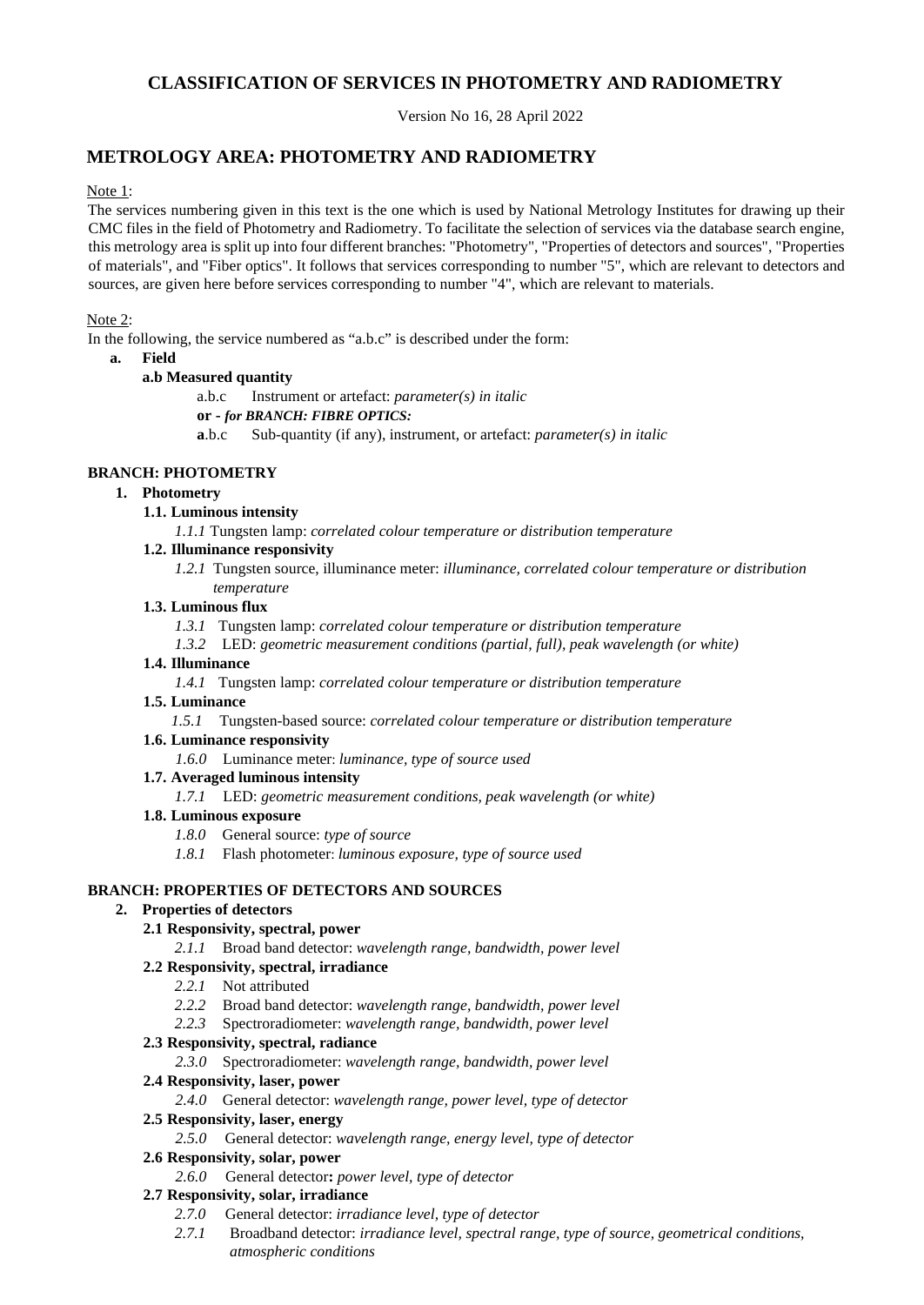# CLASSIFICATION OF SERVICES IN PHOTOMETRY AND RADIOMETRY

Version No 16, 28 April 2022

## METROLOGY AREA: PHOTOMETRY AND RADIOMETRY

Note 1:

The services numbering given in this text is the one which is used by National Metrology Institutes for drawing up their CMC files in the field of Photometry and Radiometry. To facilitate the selection of services via the database search engine, this metrology area is split up into four different branches: "Photometry", "Properties of detectors and sources", "Properties of materials", and "Fiber optics". It follows that services corresponding to number "5", which are relevant to detectors and sources, are given here before services corresponding to number "4", which are relevant to materials.

Note 2:

In the following, the service numbered as "a.b.c" is described under the form:

- **a. Field**
  - **a.b Measured quantity**
    - a.b.c Instrument or artefact: *parameter(s) in italic*
    - **or -** ***for BRANCH: FIBRE OPTICS:***
    - **a**.b.c Sub-quantity (if any), instrument, or artefact: *parameter(s) in italic*

### BRANCH: PHOTOMETRY

**1. Photometry**

**1.1. Luminous intensity**

- *1.1.1* Tungsten lamp: *correlated colour temperature or distribution temperature*

**1.2. Illuminance responsivity**

- *1.2.1* Tungsten source, illuminance meter: *illuminance, correlated colour temperature or distribution temperature*

**1.3. Luminous flux**

- *1.3.1* Tungsten lamp: *correlated colour temperature or distribution temperature*
- *1.3.2* LED: *geometric measurement conditions (partial, full), peak wavelength (or white)*

**1.4. Illuminance**

- *1.4.1* Tungsten lamp: *correlated colour temperature or distribution temperature*

**1.5. Luminance**

- *1.5.1* Tungsten-based source: *correlated colour temperature or distribution temperature*

**1.6. Luminance responsivity**

- *1.6.0* Luminance meter: *luminance, type of source used*

**1.7. Averaged luminous intensity**

- *1.7.1* LED: *geometric measurement conditions, peak wavelength (or white)*

**1.8. Luminous exposure**

- *1.8.0* General source: *type of source*
- *1.8.1* Flash photometer: *luminous exposure, type of source used*

### BRANCH: PROPERTIES OF DETECTORS AND SOURCES

**2. Properties of detectors**

**2.1 Responsivity, spectral, power**

- *2.1.1* Broad band detector: *wavelength range, bandwidth, power level*

**2.2 Responsivity, spectral, irradiance**

- *2.2.1* Not attributed
- *2.2.2* Broad band detector: *wavelength range, bandwidth, power level*
- *2.2.3* Spectroradiometer: *wavelength range, bandwidth, power level*

**2.3 Responsivity, spectral, radiance**

- *2.3.0* Spectroradiometer: *wavelength range, bandwidth, power level*

**2.4 Responsivity, laser, power**

- *2.4.0* General detector: *wavelength range, power level, type of detector*

**2.5 Responsivity, laser, energy**

- *2.5.0* General detector: *wavelength range, energy level, type of detector*

**2.6 Responsivity, solar, power**

- *2.6.0* General detector**:** *power level, type of detector*

**2.7 Responsivity, solar, irradiance**

- *2.7.0* General detector: *irradiance level, type of detector*
- *2.7.1* Broadband detector: *irradiance level, spectral range, type of source, geometrical conditions, atmospheric conditions*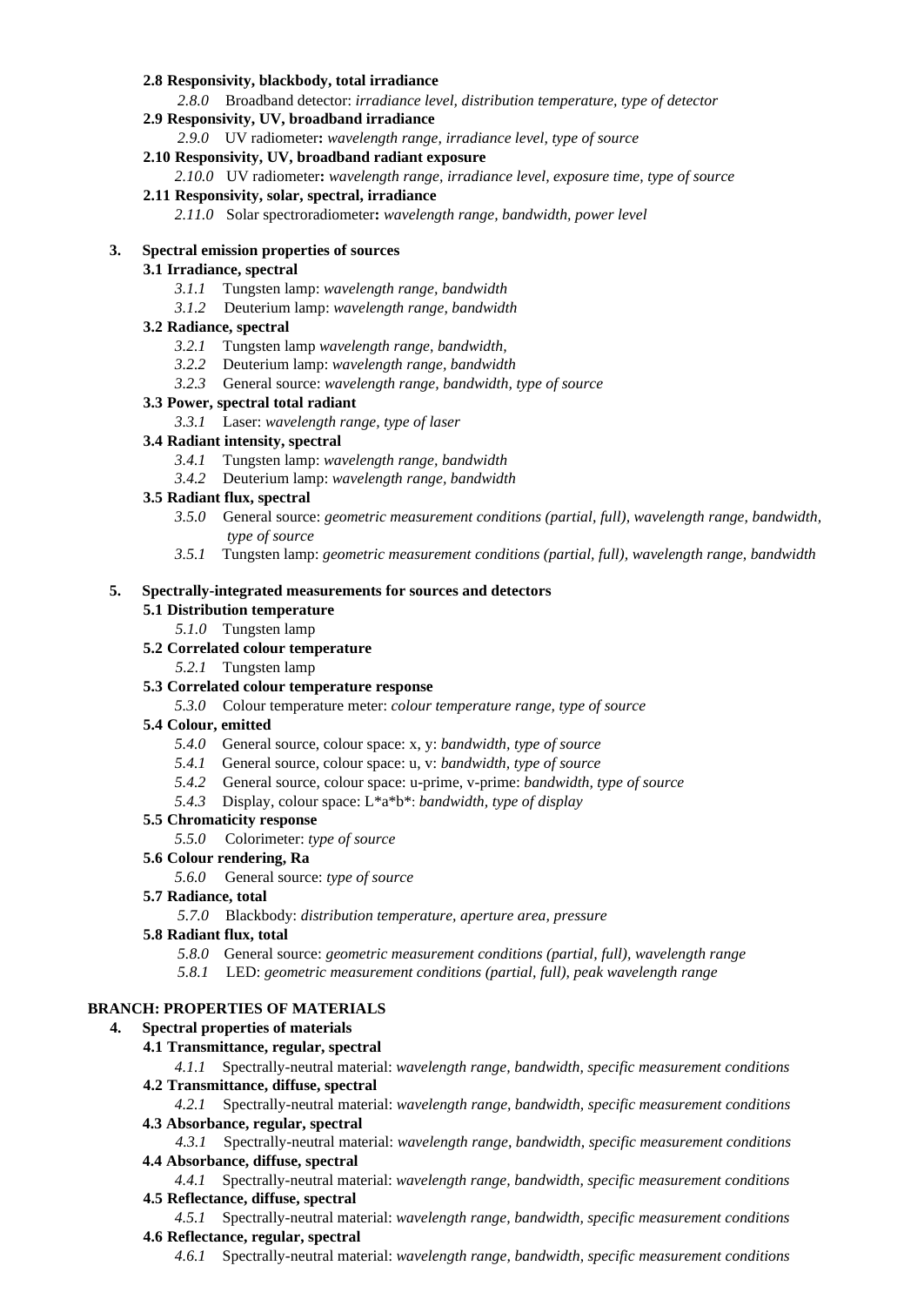**2.8 Responsivity, blackbody, total irradiance**

*2.8.0* Broadband detector: *irradiance level, distribution temperature, type of detector*

**2.9 Responsivity, UV, broadband irradiance**

*2.9.0* UV radiometer**:** *wavelength range, irradiance level, type of source*

**2.10 Responsivity, UV, broadband radiant exposure**

*2.10.0* UV radiometer**:** *wavelength range, irradiance level, exposure time, type of source*

**2.11 Responsivity, solar, spectral, irradiance**

*2.11.0* Solar spectroradiometer**:** *wavelength range, bandwidth, power level*

**3. Spectral emission properties of sources**

**3.1 Irradiance, spectral**

*3.1.1* Tungsten lamp: *wavelength range, bandwidth*

*3.1.2* Deuterium lamp: *wavelength range, bandwidth*

**3.2 Radiance, spectral**

*3.2.1* Tungsten lamp *wavelength range, bandwidth,*

*3.2.2* Deuterium lamp: *wavelength range, bandwidth*

*3.2.3* General source: *wavelength range, bandwidth, type of source*

**3.3 Power, spectral total radiant**

*3.3.1* Laser: *wavelength range, type of laser*

**3.4 Radiant intensity, spectral**

*3.4.1* Tungsten lamp: *wavelength range, bandwidth*

*3.4.2* Deuterium lamp: *wavelength range, bandwidth*

**3.5 Radiant flux, spectral**

*3.5.0* General source: *geometric measurement conditions (partial, full), wavelength range, bandwidth, type of source*

*3.5.1* Tungsten lamp: *geometric measurement conditions (partial, full), wavelength range, bandwidth*

**5. Spectrally-integrated measurements for sources and detectors**

**5.1 Distribution temperature**

*5.1.0* Tungsten lamp

**5.2 Correlated colour temperature**

*5.2.1* Tungsten lamp

**5.3 Correlated colour temperature response**

*5.3.0* Colour temperature meter: *colour temperature range, type of source*

**5.4 Colour, emitted**

*5.4.0* General source, colour space: x, y: *bandwidth, type of source*

*5.4.1* General source, colour space: u, v: *bandwidth, type of source*

*5.4.2* General source, colour space: u-prime, v-prime: *bandwidth, type of source*

*5.4.3* Display, colour space: L*a*b*: *bandwidth, type of display*

**5.5 Chromaticity response**

*5.5.0* Colorimeter: *type of source*

**5.6 Colour rendering, Ra**

*5.6.0* General source: *type of source*

**5.7 Radiance, total**

*5.7.0* Blackbody: *distribution temperature, aperture area, pressure*

**5.8 Radiant flux, total**

*5.8.0* General source: *geometric measurement conditions (partial, full), wavelength range*

*5.8.1* LED: *geometric measurement conditions (partial, full), peak wavelength range*

**BRANCH: PROPERTIES OF MATERIALS**

**4. Spectral properties of materials**

**4.1 Transmittance, regular, spectral**

*4.1.1* Spectrally-neutral material: *wavelength range, bandwidth, specific measurement conditions*

**4.2 Transmittance, diffuse, spectral**

*4.2.1* Spectrally-neutral material: *wavelength range, bandwidth, specific measurement conditions*

**4.3 Absorbance, regular, spectral**

*4.3.1* Spectrally-neutral material: *wavelength range, bandwidth, specific measurement conditions*

**4.4 Absorbance, diffuse, spectral**

*4.4.1* Spectrally-neutral material: *wavelength range, bandwidth, specific measurement conditions*

**4.5 Reflectance, diffuse, spectral**

*4.5.1* Spectrally-neutral material: *wavelength range, bandwidth, specific measurement conditions*

**4.6 Reflectance, regular, spectral**

*4.6.1* Spectrally-neutral material: *wavelength range, bandwidth, specific measurement conditions*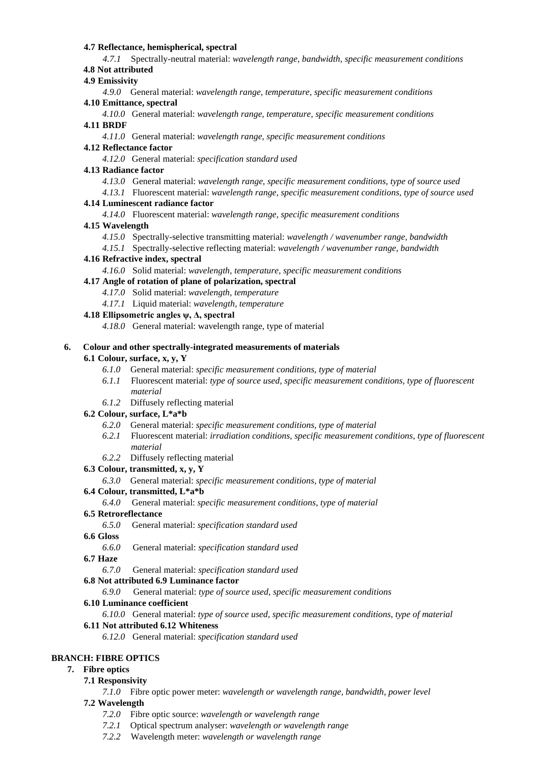**4.7 Reflectance, hemispherical, spectral**

- *4.7.1* Spectrally-neutral material: *wavelength range, bandwidth, specific measurement conditions*

**4.8 Not attributed**

**4.9 Emissivity**

- *4.9.0* General material: *wavelength range, temperature, specific measurement conditions*

**4.10 Emittance, spectral**

- *4.10.0* General material: *wavelength range, temperature, specific measurement conditions*

**4.11 BRDF**

- *4.11.0* General material: *wavelength range, specific measurement conditions*

**4.12 Reflectance factor**

- *4.12.0* General material: *specification standard used*

**4.13 Radiance factor**

- *4.13.0* General material: *wavelength range, specific measurement conditions, type of source used*
- *4.13.1* Fluorescent material: *wavelength range, specific measurement conditions, type of source used*

**4.14 Luminescent radiance factor**

- *4.14.0* Fluorescent material: *wavelength range, specific measurement conditions*

**4.15 Wavelength**

- *4.15.0* Spectrally-selective transmitting material: *wavelength / wavenumber range, bandwidth*
- *4.15.1* Spectrally-selective reflecting material: *wavelength / wavenumber range, bandwidth*

**4.16 Refractive index, spectral**

- *4.16.0* Solid material: *wavelength, temperature, specific measurement conditions*

**4.17 Angle of rotation of plane of polarization, spectral**

- *4.17.0* Solid material: *wavelength, temperature*
- *4.17.1* Liquid material: *wavelength, temperature*

**4.18 Ellipsometric angles ψ, Δ, spectral**

- *4.18.0* General material: wavelength range, type of material

## 6. Colour and other spectrally-integrated measurements of materials

**6.1 Colour, surface, x, y, Y**

- *6.1.0* General material: *specific measurement conditions, type of material*
- *6.1.1* Fluorescent material: *type of source used, specific measurement conditions, type of fluorescent material*
- *6.1.2* Diffusely reflecting material

**6.2 Colour, surface, L\*a\*b**

- *6.2.0* General material: *specific measurement conditions, type of material*
- *6.2.1* Fluorescent material: *irradiation conditions, specific measurement conditions, type of fluorescent material*
- *6.2.2* Diffusely reflecting material

**6.3 Colour, transmitted, x, y, Y**

- *6.3.0* General material: *specific measurement conditions, type of material*

**6.4 Colour, transmitted, L\*a\*b**

- *6.4.0* General material: *specific measurement conditions, type of material*

**6.5 Retroreflectance**

- *6.5.0* General material: *specification standard used*

**6.6 Gloss**

- *6.6.0* General material: *specification standard used*

**6.7 Haze**

- *6.7.0* General material: *specification standard used*

**6.8 Not attributed 6.9 Luminance factor**

- *6.9.0* General material: *type of source used, specific measurement conditions*

**6.10 Luminance coefficient**

- *6.10.0* General material: *type of source used, specific measurement conditions, type of material*

**6.11 Not attributed 6.12 Whiteness**

- *6.12.0* General material: *specification standard used*

# BRANCH: FIBRE OPTICS

## 7. Fibre optics

**7.1 Responsivity**

- *7.1.0* Fibre optic power meter: *wavelength or wavelength range, bandwidth, power level*

**7.2 Wavelength**

- *7.2.0* Fibre optic source: *wavelength or wavelength range*
- *7.2.1* Optical spectrum analyser: *wavelength or wavelength range*
- *7.2.2* Wavelength meter: *wavelength or wavelength range*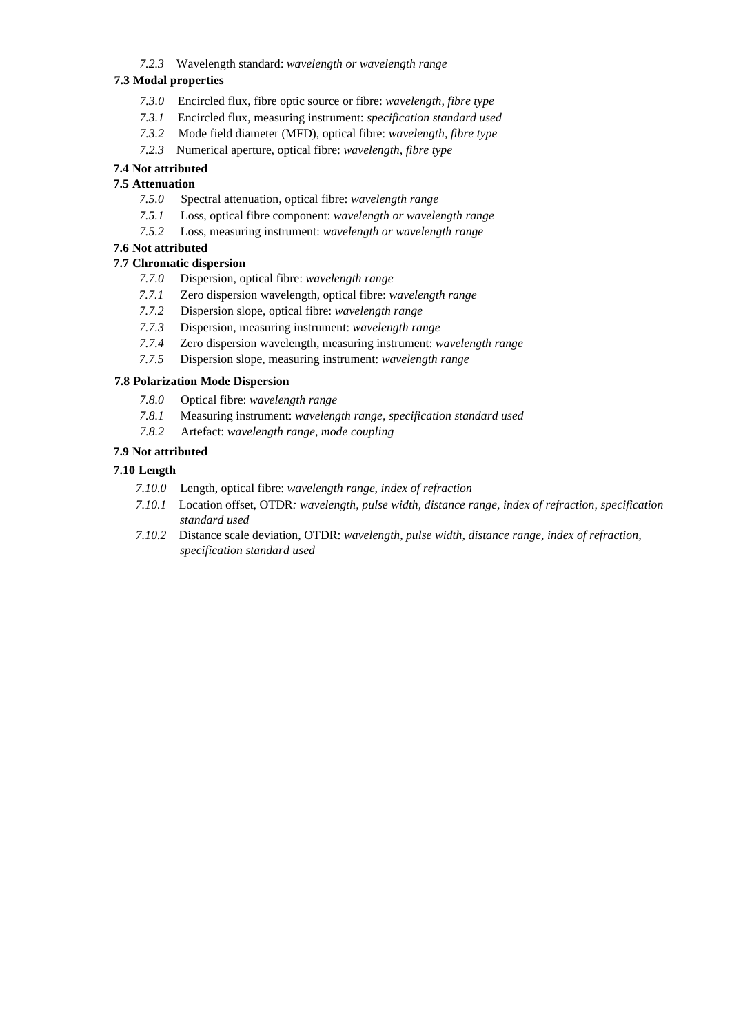*7.2.3* Wavelength standard: *wavelength or wavelength range*

**7.3 Modal properties**

*7.3.0* Encircled flux, fibre optic source or fibre: *wavelength, fibre type*

*7.3.1* Encircled flux, measuring instrument: *specification standard used*

*7.3.2* Mode field diameter (MFD), optical fibre: *wavelength, fibre type*

*7.2.3* Numerical aperture, optical fibre: *wavelength, fibre type*

**7.4 Not attributed**

**7.5 Attenuation**

*7.5.0* Spectral attenuation, optical fibre: *wavelength range*

*7.5.1* Loss, optical fibre component: *wavelength or wavelength range*

*7.5.2* Loss, measuring instrument: *wavelength or wavelength range*

**7.6 Not attributed**

**7.7 Chromatic dispersion**

*7.7.0* Dispersion, optical fibre: *wavelength range*

*7.7.1* Zero dispersion wavelength, optical fibre: *wavelength range*

*7.7.2* Dispersion slope, optical fibre: *wavelength range*

*7.7.3* Dispersion, measuring instrument: *wavelength range*

*7.7.4* Zero dispersion wavelength, measuring instrument: *wavelength range*

*7.7.5* Dispersion slope, measuring instrument: *wavelength range*

**7.8 Polarization Mode Dispersion**

*7.8.0* Optical fibre: *wavelength range*

*7.8.1* Measuring instrument: *wavelength range, specification standard used*

*7.8.2* Artefact: *wavelength range, mode coupling*

**7.9 Not attributed**

**7.10 Length**

*7.10.0* Length, optical fibre: *wavelength range, index of refraction*

*7.10.1* Location offset, OTDR*: wavelength, pulse width, distance range, index of refraction, specification standard used*

*7.10.2* Distance scale deviation, OTDR: *wavelength, pulse width, distance range, index of refraction, specification standard used*